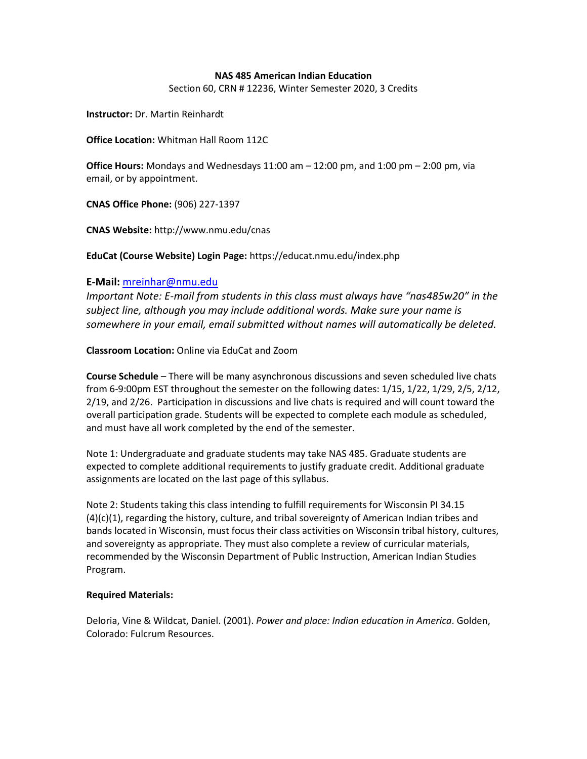**NAS 485 American Indian Education**

Section 60, CRN # 12236, Winter Semester 2020, 3 Credits

**Instructor:** Dr. Martin Reinhardt

**Office Location:** Whitman Hall Room 112C

**Office Hours:** Mondays and Wednesdays 11:00 am – 12:00 pm, and 1:00 pm – 2:00 pm, via email, or by appointment.

**CNAS Office Phone:** (906) 227-1397

**CNAS Website:** http://www.nmu.edu/cnas

**EduCat (Course Website) Login Page:** https://educat.nmu.edu/index.php

**E-Mail:** mreinhar@nmu.edu

*Important Note: E-mail from students in this class must always have "nas485w20" in the subject line, although you may include additional words. Make sure your name is somewhere in your email, email submitted without names will automatically be deleted.*

**Classroom Location:** Online via EduCat and Zoom

**Course Schedule** – There will be many asynchronous discussions and seven scheduled live chats from 6-9:00pm EST throughout the semester on the following dates: 1/15, 1/22, 1/29, 2/5, 2/12, 2/19, and 2/26. Participation in discussions and live chats is required and will count toward the overall participation grade. Students will be expected to complete each module as scheduled, and must have all work completed by the end of the semester.

Note 1: Undergraduate and graduate students may take NAS 485. Graduate students are expected to complete additional requirements to justify graduate credit. Additional graduate assignments are located on the last page of this syllabus.

Note 2: Students taking this class intending to fulfill requirements for Wisconsin PI 34.15 (4)(c)(1), regarding the history, culture, and tribal sovereignty of American Indian tribes and bands located in Wisconsin, must focus their class activities on Wisconsin tribal history, cultures, and sovereignty as appropriate. They must also complete a review of curricular materials, recommended by the Wisconsin Department of Public Instruction, American Indian Studies Program.

**Required Materials:**

Deloria, Vine & Wildcat, Daniel. (2001). *Power and place: Indian education in America*. Golden, Colorado: Fulcrum Resources.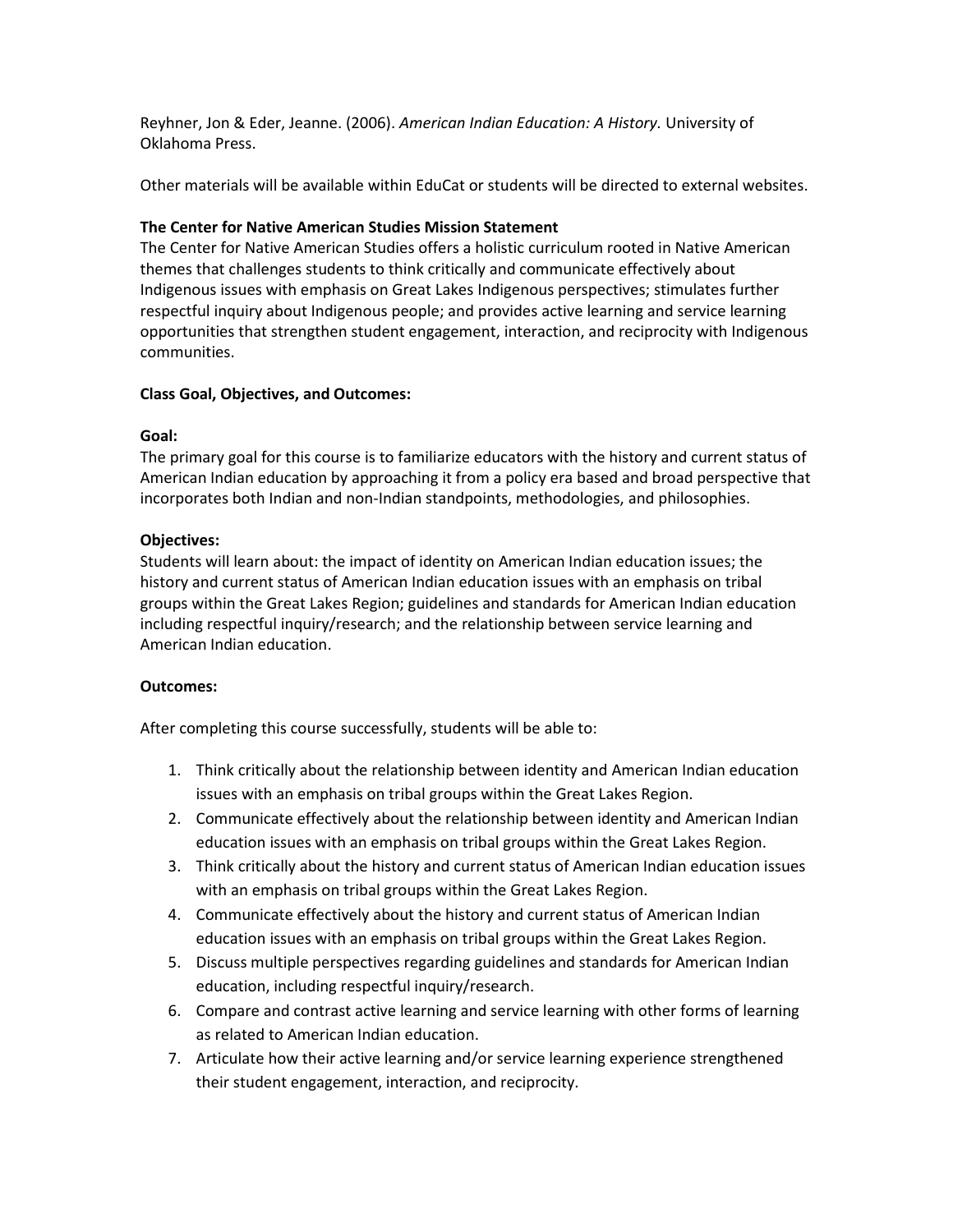Reyhner, Jon & Eder, Jeanne. (2006). *American Indian Education: A History.* University of Oklahoma Press.

Other materials will be available within EduCat or students will be directed to external websites.

**The Center for Native American Studies Mission Statement**

The Center for Native American Studies offers a holistic curriculum rooted in Native American themes that challenges students to think critically and communicate effectively about Indigenous issues with emphasis on Great Lakes Indigenous perspectives; stimulates further respectful inquiry about Indigenous people; and provides active learning and service learning opportunities that strengthen student engagement, interaction, and reciprocity with Indigenous communities.

**Class Goal, Objectives, and Outcomes:**

**Goal:**

The primary goal for this course is to familiarize educators with the history and current status of American Indian education by approaching it from a policy era based and broad perspective that incorporates both Indian and non-Indian standpoints, methodologies, and philosophies.

**Objectives:**

Students will learn about: the impact of identity on American Indian education issues; the history and current status of American Indian education issues with an emphasis on tribal groups within the Great Lakes Region; guidelines and standards for American Indian education including respectful inquiry/research; and the relationship between service learning and American Indian education.

**Outcomes:**

After completing this course successfully, students will be able to:

1. Think critically about the relationship between identity and American Indian education issues with an emphasis on tribal groups within the Great Lakes Region.
2. Communicate effectively about the relationship between identity and American Indian education issues with an emphasis on tribal groups within the Great Lakes Region.
3. Think critically about the history and current status of American Indian education issues with an emphasis on tribal groups within the Great Lakes Region.
4. Communicate effectively about the history and current status of American Indian education issues with an emphasis on tribal groups within the Great Lakes Region.
5. Discuss multiple perspectives regarding guidelines and standards for American Indian education, including respectful inquiry/research.
6. Compare and contrast active learning and service learning with other forms of learning as related to American Indian education.
7. Articulate how their active learning and/or service learning experience strengthened their student engagement, interaction, and reciprocity.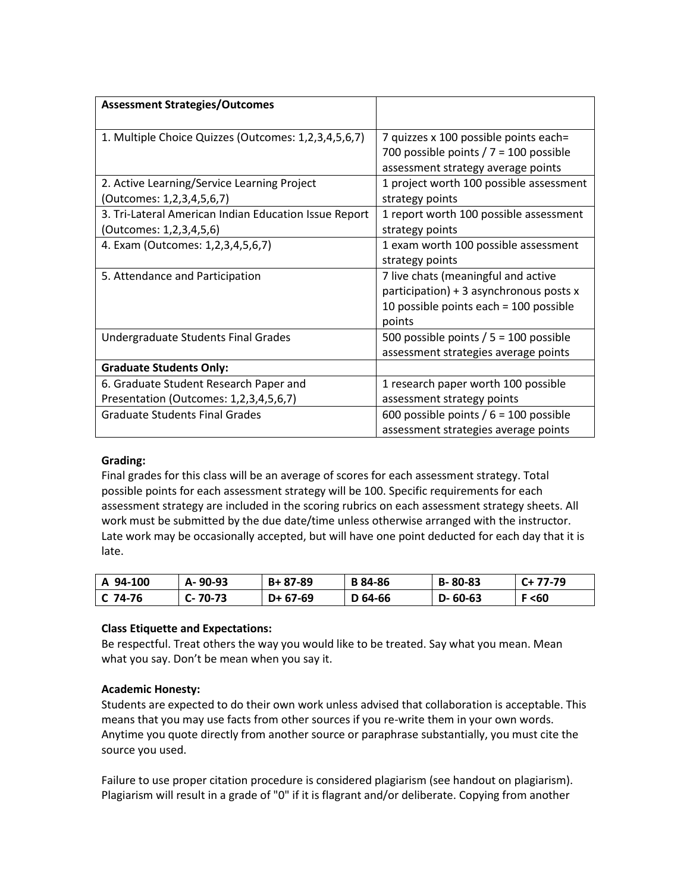| **Assessment Strategies/Outcomes** | |
|---|---|
| 1. Multiple Choice Quizzes (Outcomes: 1,2,3,4,5,6,7) | 7 quizzes x 100 possible points each= 700 possible points / 7 = 100 possible assessment strategy average points |
| 2. Active Learning/Service Learning Project (Outcomes: 1,2,3,4,5,6,7) | 1 project worth 100 possible assessment strategy points |
| 3. Tri-Lateral American Indian Education Issue Report (Outcomes: 1,2,3,4,5,6) | 1 report worth 100 possible assessment strategy points |
| 4. Exam (Outcomes: 1,2,3,4,5,6,7) | 1 exam worth 100 possible assessment strategy points |
| 5. Attendance and Participation | 7 live chats (meaningful and active participation) + 3 asynchronous posts x 10 possible points each = 100 possible points |
| Undergraduate Students Final Grades | 500 possible points / 5 = 100 possible assessment strategies average points |
| **Graduate Students Only:** | |
| 6. Graduate Student Research Paper and Presentation (Outcomes: 1,2,3,4,5,6,7) | 1 research paper worth 100 possible assessment strategy points |
| Graduate Students Final Grades | 600 possible points / 6 = 100 possible assessment strategies average points |

**Grading:**

Final grades for this class will be an average of scores for each assessment strategy. Total possible points for each assessment strategy will be 100. Specific requirements for each assessment strategy are included in the scoring rubrics on each assessment strategy sheets. All work must be submitted by the due date/time unless otherwise arranged with the instructor. Late work may be occasionally accepted, but will have one point deducted for each day that it is late.

| A 94-100 | A- 90-93 | B+ 87-89 | B 84-86 | B- 80-83 | C+ 77-79 |
|---|---|---|---|---|---|
| C 74-76 | C- 70-73 | D+ 67-69 | D 64-66 | D- 60-63 | F <60 |

**Class Etiquette and Expectations:**

Be respectful. Treat others the way you would like to be treated. Say what you mean. Mean what you say. Don't be mean when you say it.

**Academic Honesty:**

Students are expected to do their own work unless advised that collaboration is acceptable. This means that you may use facts from other sources if you re-write them in your own words. Anytime you quote directly from another source or paraphrase substantially, you must cite the source you used.

Failure to use proper citation procedure is considered plagiarism (see handout on plagiarism). Plagiarism will result in a grade of "0" if it is flagrant and/or deliberate. Copying from another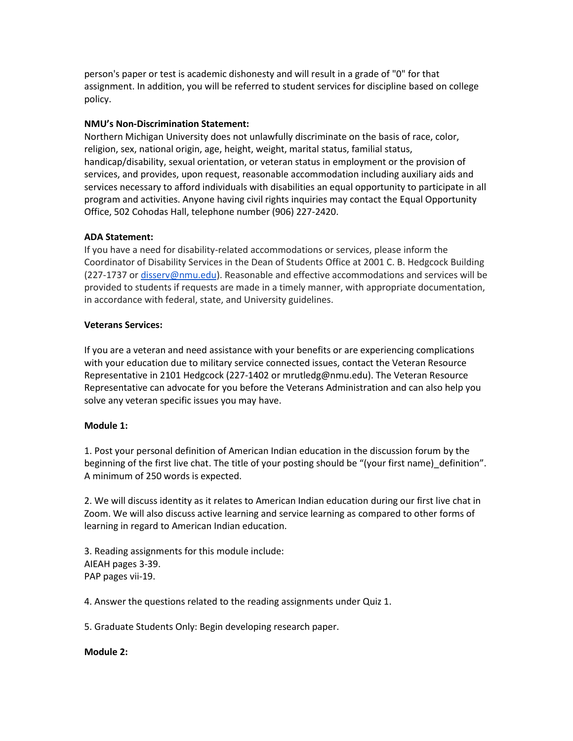person's paper or test is academic dishonesty and will result in a grade of "0" for that assignment. In addition, you will be referred to student services for discipline based on college policy.

**NMU's Non-Discrimination Statement:**
Northern Michigan University does not unlawfully discriminate on the basis of race, color, religion, sex, national origin, age, height, weight, marital status, familial status, handicap/disability, sexual orientation, or veteran status in employment or the provision of services, and provides, upon request, reasonable accommodation including auxiliary aids and services necessary to afford individuals with disabilities an equal opportunity to participate in all program and activities. Anyone having civil rights inquiries may contact the Equal Opportunity Office, 502 Cohodas Hall, telephone number (906) 227-2420.

**ADA Statement:**
If you have a need for disability-related accommodations or services, please inform the Coordinator of Disability Services in the Dean of Students Office at 2001 C. B. Hedgcock Building (227-1737 or disserv@nmu.edu). Reasonable and effective accommodations and services will be provided to students if requests are made in a timely manner, with appropriate documentation, in accordance with federal, state, and University guidelines.

**Veterans Services:**

If you are a veteran and need assistance with your benefits or are experiencing complications with your education due to military service connected issues, contact the Veteran Resource Representative in 2101 Hedgcock (227-1402 or mrutledg@nmu.edu). The Veteran Resource Representative can advocate for you before the Veterans Administration and can also help you solve any veteran specific issues you may have.

**Module 1:**

1. Post your personal definition of American Indian education in the discussion forum by the beginning of the first live chat. The title of your posting should be "(your first name)_definition". A minimum of 250 words is expected.

2. We will discuss identity as it relates to American Indian education during our first live chat in Zoom. We will also discuss active learning and service learning as compared to other forms of learning in regard to American Indian education.

3. Reading assignments for this module include:
AIEAH pages 3-39.
PAP pages vii-19.

4. Answer the questions related to the reading assignments under Quiz 1.

5. Graduate Students Only: Begin developing research paper.

**Module 2:**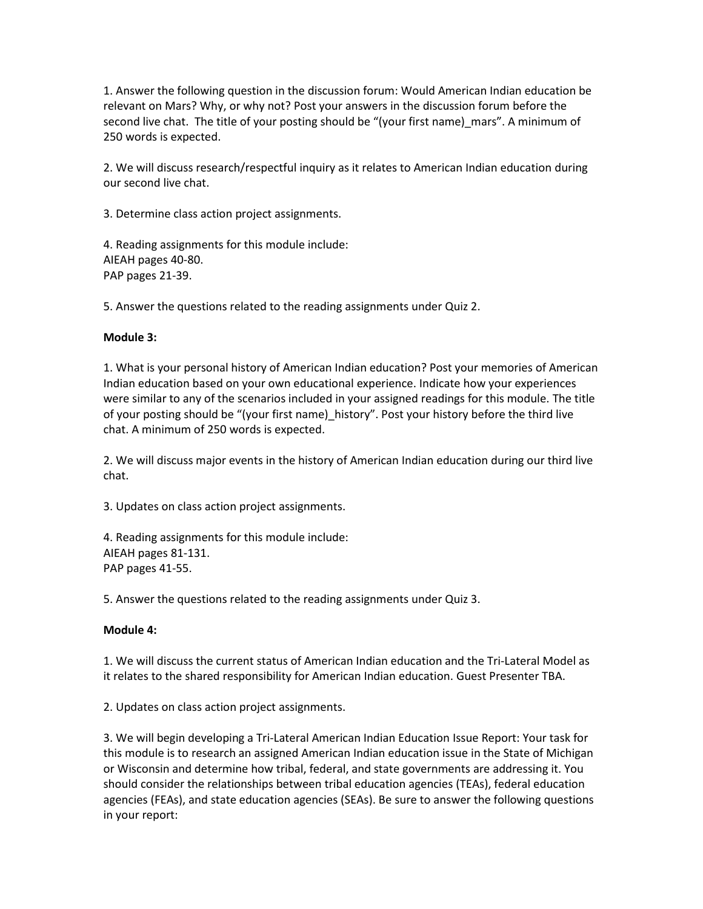1. Answer the following question in the discussion forum: Would American Indian education be relevant on Mars? Why, or why not? Post your answers in the discussion forum before the second live chat. The title of your posting should be "(your first name)_mars". A minimum of 250 words is expected.

2. We will discuss research/respectful inquiry as it relates to American Indian education during our second live chat.

3. Determine class action project assignments.

4. Reading assignments for this module include:
AIEAH pages 40-80.
PAP pages 21-39.

5. Answer the questions related to the reading assignments under Quiz 2.

**Module 3:**

1. What is your personal history of American Indian education? Post your memories of American Indian education based on your own educational experience. Indicate how your experiences were similar to any of the scenarios included in your assigned readings for this module. The title of your posting should be "(your first name)_history". Post your history before the third live chat. A minimum of 250 words is expected.

2. We will discuss major events in the history of American Indian education during our third live chat.

3. Updates on class action project assignments.

4. Reading assignments for this module include:
AIEAH pages 81-131.
PAP pages 41-55.

5. Answer the questions related to the reading assignments under Quiz 3.

**Module 4:**

1. We will discuss the current status of American Indian education and the Tri-Lateral Model as it relates to the shared responsibility for American Indian education. Guest Presenter TBA.

2. Updates on class action project assignments.

3. We will begin developing a Tri-Lateral American Indian Education Issue Report: Your task for this module is to research an assigned American Indian education issue in the State of Michigan or Wisconsin and determine how tribal, federal, and state governments are addressing it. You should consider the relationships between tribal education agencies (TEAs), federal education agencies (FEAs), and state education agencies (SEAs). Be sure to answer the following questions in your report: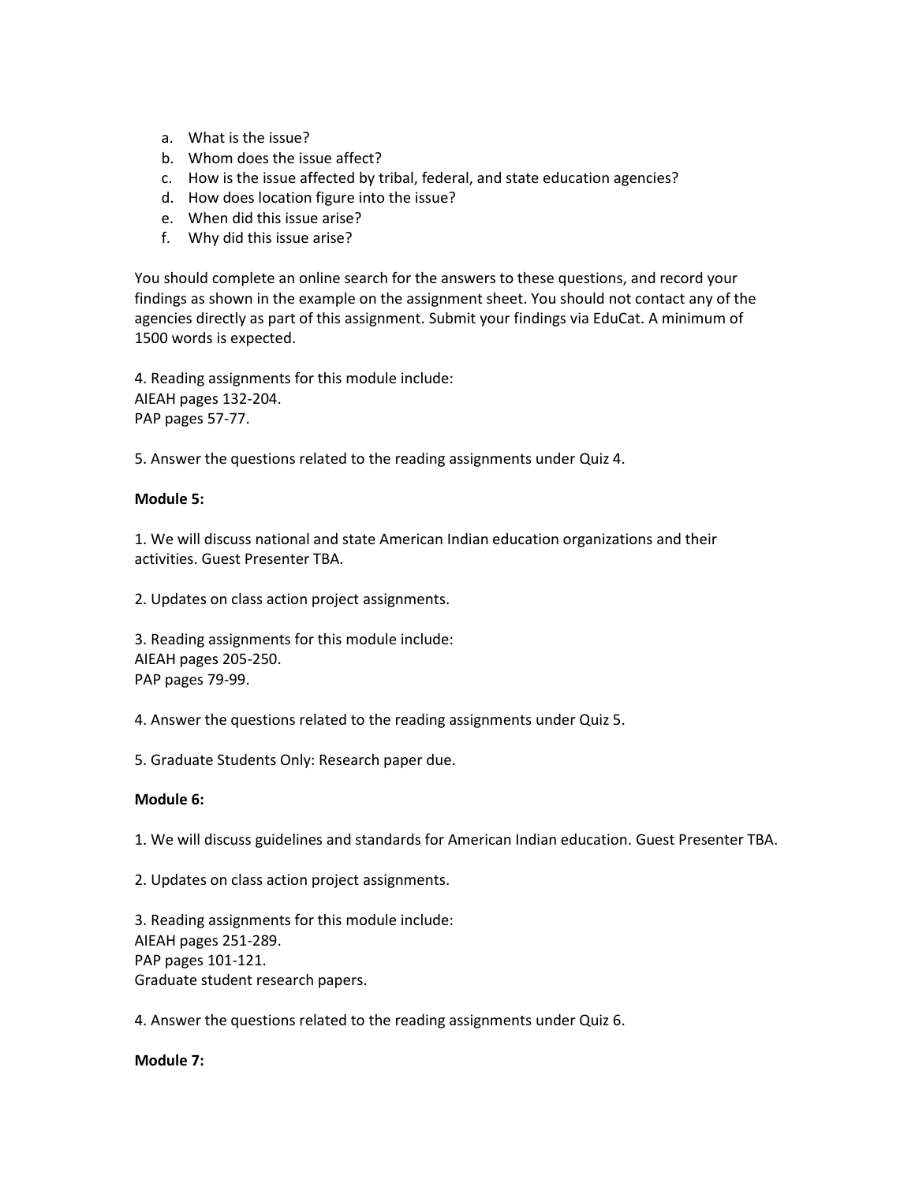a. What is the issue?
b. Whom does the issue affect?
c. How is the issue affected by tribal, federal, and state education agencies?
d. How does location figure into the issue?
e. When did this issue arise?
f. Why did this issue arise?

You should complete an online search for the answers to these questions, and record your findings as shown in the example on the assignment sheet. You should not contact any of the agencies directly as part of this assignment. Submit your findings via EduCat. A minimum of 1500 words is expected.

4. Reading assignments for this module include:
AIEAH pages 132-204.
PAP pages 57-77.

5. Answer the questions related to the reading assignments under Quiz 4.

**Module 5:**

1. We will discuss national and state American Indian education organizations and their activities. Guest Presenter TBA.

2. Updates on class action project assignments.

3. Reading assignments for this module include:
AIEAH pages 205-250.
PAP pages 79-99.

4. Answer the questions related to the reading assignments under Quiz 5.

5. Graduate Students Only: Research paper due.

**Module 6:**

1. We will discuss guidelines and standards for American Indian education. Guest Presenter TBA.

2. Updates on class action project assignments.

3. Reading assignments for this module include:
AIEAH pages 251-289.
PAP pages 101-121.
Graduate student research papers.

4. Answer the questions related to the reading assignments under Quiz 6.

**Module 7:**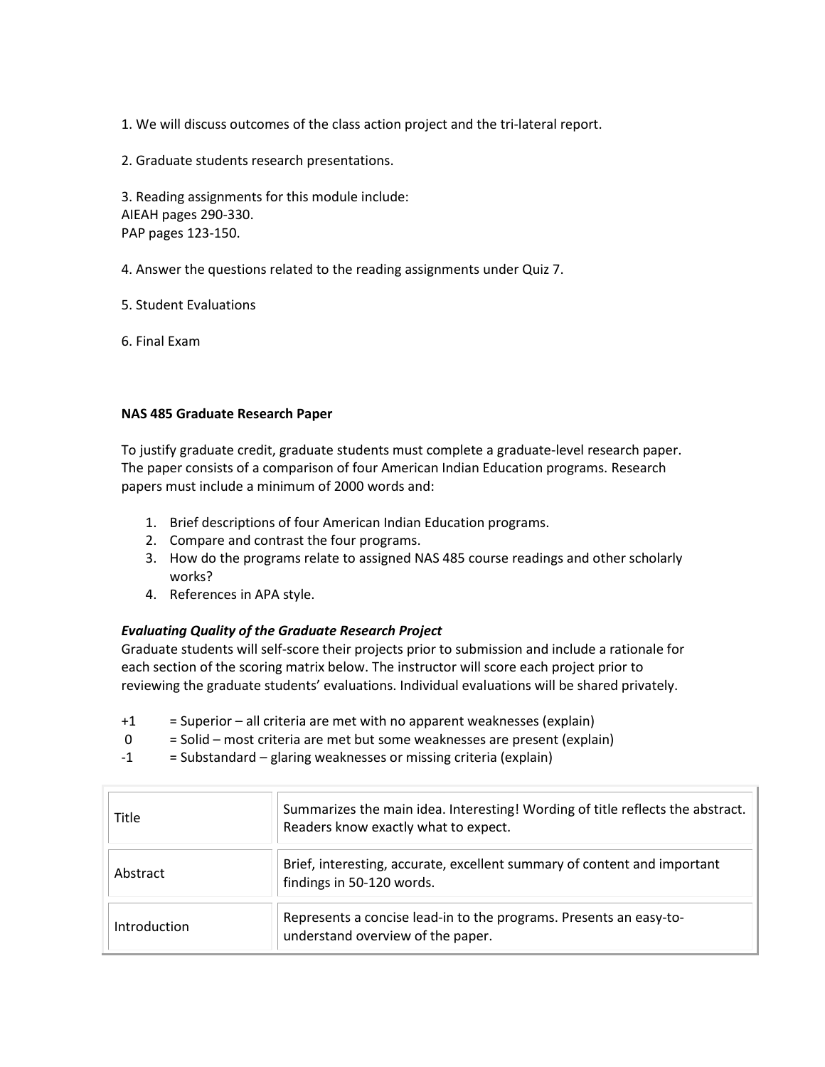1. We will discuss outcomes of the class action project and the tri-lateral report.

2. Graduate students research presentations.

3. Reading assignments for this module include:
AIEAH pages 290-330.
PAP pages 123-150.

4. Answer the questions related to the reading assignments under Quiz 7.

5. Student Evaluations

6. Final Exam

**NAS 485 Graduate Research Paper**

To justify graduate credit, graduate students must complete a graduate-level research paper. The paper consists of a comparison of four American Indian Education programs. Research papers must include a minimum of 2000 words and:

1. Brief descriptions of four American Indian Education programs.
2. Compare and contrast the four programs.
3. How do the programs relate to assigned NAS 485 course readings and other scholarly works?
4. References in APA style.

***Evaluating Quality of the Graduate Research Project***

Graduate students will self-score their projects prior to submission and include a rationale for each section of the scoring matrix below. The instructor will score each project prior to reviewing the graduate students' evaluations. Individual evaluations will be shared privately.

+1 = Superior – all criteria are met with no apparent weaknesses (explain)
0 = Solid – most criteria are met but some weaknesses are present (explain)
-1 = Substandard – glaring weaknesses or missing criteria (explain)

| | |
|---|---|
| Title | Summarizes the main idea. Interesting! Wording of title reflects the abstract. Readers know exactly what to expect. |
| Abstract | Brief, interesting, accurate, excellent summary of content and important findings in 50-120 words. |
| Introduction | Represents a concise lead-in to the programs. Presents an easy-to-understand overview of the paper. |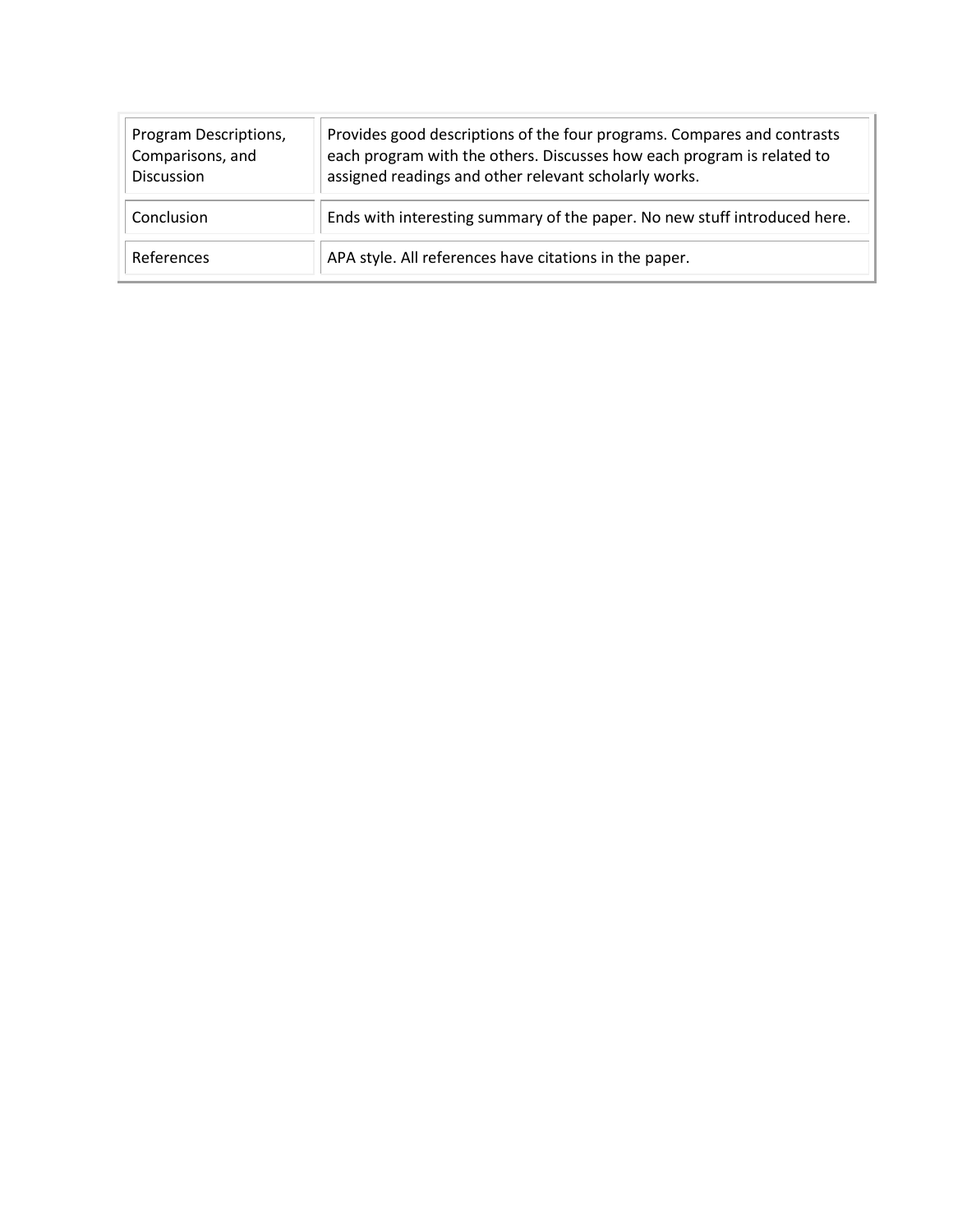| | |
|---|---|
| Program Descriptions, Comparisons, and Discussion | Provides good descriptions of the four programs. Compares and contrasts each program with the others. Discusses how each program is related to assigned readings and other relevant scholarly works. |
| Conclusion | Ends with interesting summary of the paper. No new stuff introduced here. |
| References | APA style. All references have citations in the paper. |